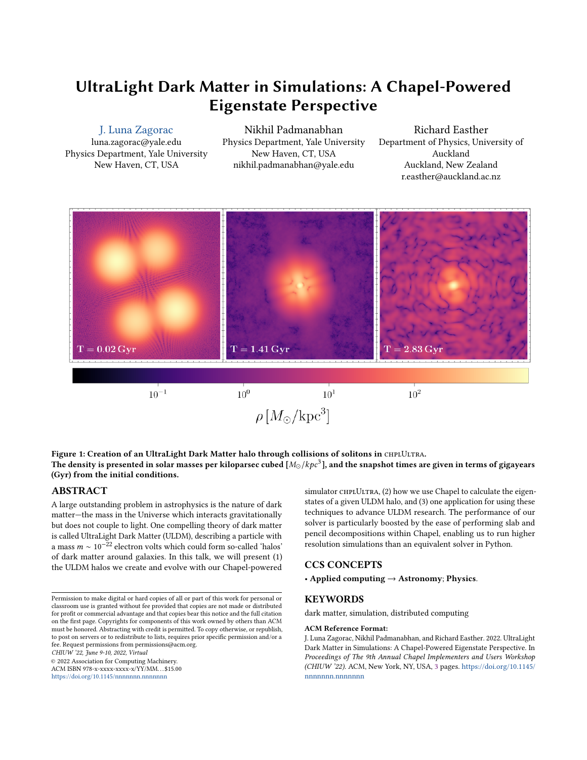# UltraLight Dark Matter in Simulations: A Chapel-Powered Eigenstate Perspective

J. Luna Zagorac
luna.zagorac@yale.edu
Physics Department, Yale University
New Haven, CT, USA

Nikhil Padmanabhan
Physics Department, Yale University
New Haven, CT, USA
nikhil.padmanabhan@yale.edu

Richard Easther
Department of Physics, University of Auckland
Auckland, New Zealand
r.easther@auckland.ac.nz

**Figure 1: Creation of an UltraLight Dark Matter halo through collisions of solitons in CHPLULTRA.**
**The density is presented in solar masses per kiloparsec cubed [$M_\odot/kpc^3$], and the snapshot times are given in terms of gigayears (Gyr) from the initial conditions.**

## ABSTRACT

A large outstanding problem in astrophysics is the nature of dark matter—the mass in the Universe which interacts gravitationally but does not couple to light. One compelling theory of dark matter is called UltraLight Dark Matter (ULDM), describing a particle with a mass $m \sim 10^{-22}$ electron volts which could form so-called 'halos' of dark matter around galaxies. In this talk, we will present (1) the ULDM halos we create and evolve with our Chapel-powered simulator CHPLULTRA, (2) how we use Chapel to calculate the eigenstates of a given ULDM halo, and (3) one application for using these techniques to advance ULDM research. The performance of our solver is particularly boosted by the ease of performing slab and pencil decompositions within Chapel, enabling us to run higher resolution simulations than an equivalent solver in Python.

## CCS CONCEPTS

• **Applied computing** → **Astronomy**; **Physics**.

## KEYWORDS

dark matter, simulation, distributed computing

**ACM Reference Format:**
J. Luna Zagorac, Nikhil Padmanabhan, and Richard Easther. 2022. UltraLight Dark Matter in Simulations: A Chapel-Powered Eigenstate Perspective. In *Proceedings of The 9th Annual Chapel Implementers and Users Workshop (CHIUW '22).* ACM, New York, NY, USA, 3 pages. https://doi.org/10.1145/nnnnnnn.nnnnnnn

Permission to make digital or hard copies of all or part of this work for personal or classroom use is granted without fee provided that copies are not made or distributed for profit or commercial advantage and that copies bear this notice and the full citation on the first page. Copyrights for components of this work owned by others than ACM must be honored. Abstracting with credit is permitted. To copy otherwise, or republish, to post on servers or to redistribute to lists, requires prior specific permission and/or a fee. Request permissions from permissions@acm.org.
*CHIUW '22, June 9-10, 2022, Virtual*
© 2022 Association for Computing Machinery.
ACM ISBN 978-x-xxxx-xxxx-x/YY/MM...$15.00
https://doi.org/10.1145/nnnnnnn.nnnnnnn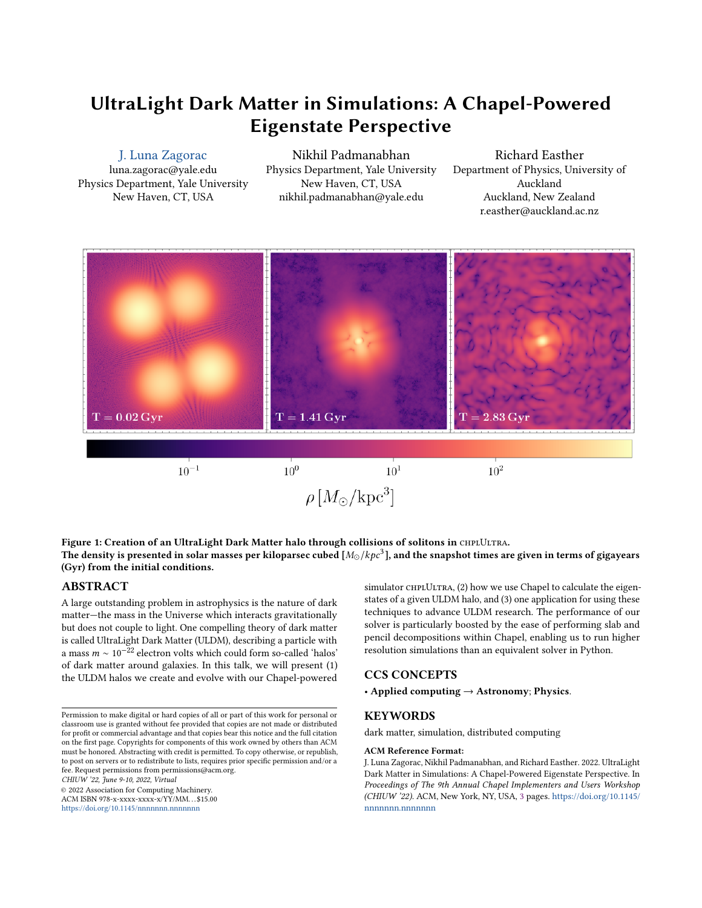# UltraLight Dark Matter in Simulations: A Chapel-Powered Eigenstate Perspective

J. Luna Zagorac
luna.zagorac@yale.edu
Physics Department, Yale University
New Haven, CT, USA

Nikhil Padmanabhan
Physics Department, Yale University
New Haven, CT, USA
nikhil.padmanabhan@yale.edu

Richard Easther
Department of Physics, University of Auckland
Auckland, New Zealand
r.easther@auckland.ac.nz

**Figure 1: Creation of an UltraLight Dark Matter halo through collisions of solitons in CHPLULTRA. The density is presented in solar masses per kiloparsec cubed [$M_{\odot}/kpc^3$], and the snapshot times are given in terms of gigayears (Gyr) from the initial conditions.**

## ABSTRACT

A large outstanding problem in astrophysics is the nature of dark matter—the mass in the Universe which interacts gravitationally but does not couple to light. One compelling theory of dark matter is called UltraLight Dark Matter (ULDM), describing a particle with a mass $m \sim 10^{-22}$ electron volts which could form so-called 'halos' of dark matter around galaxies. In this talk, we will present (1) the ULDM halos we create and evolve with our Chapel-powered simulator CHPLULTRA, (2) how we use Chapel to calculate the eigenstates of a given ULDM halo, and (3) one application for using these techniques to advance ULDM research. The performance of our solver is particularly boosted by the ease of performing slab and pencil decompositions within Chapel, enabling us to run higher resolution simulations than an equivalent solver in Python.

## CCS CONCEPTS

• **Applied computing** → **Astronomy**; **Physics**.

## KEYWORDS

dark matter, simulation, distributed computing

**ACM Reference Format:**
J. Luna Zagorac, Nikhil Padmanabhan, and Richard Easther. 2022. UltraLight Dark Matter in Simulations: A Chapel-Powered Eigenstate Perspective. In *Proceedings of The 9th Annual Chapel Implementers and Users Workshop (CHIUW '22).* ACM, New York, NY, USA, 3 pages. https://doi.org/10.1145/nnnnnnn.nnnnnnn

Permission to make digital or hard copies of all or part of this work for personal or classroom use is granted without fee provided that copies are not made or distributed for profit or commercial advantage and that copies bear this notice and the full citation on the first page. Copyrights for components of this work owned by others than ACM must be honored. Abstracting with credit is permitted. To copy otherwise, or republish, to post on servers or to redistribute to lists, requires prior specific permission and/or a fee. Request permissions from permissions@acm.org.
*CHIUW '22, June 9-10, 2022, Virtual*
© 2022 Association for Computing Machinery.
ACM ISBN 978-x-xxxx-xxxx-x/YY/MM...$15.00
https://doi.org/10.1145/nnnnnnn.nnnnnnn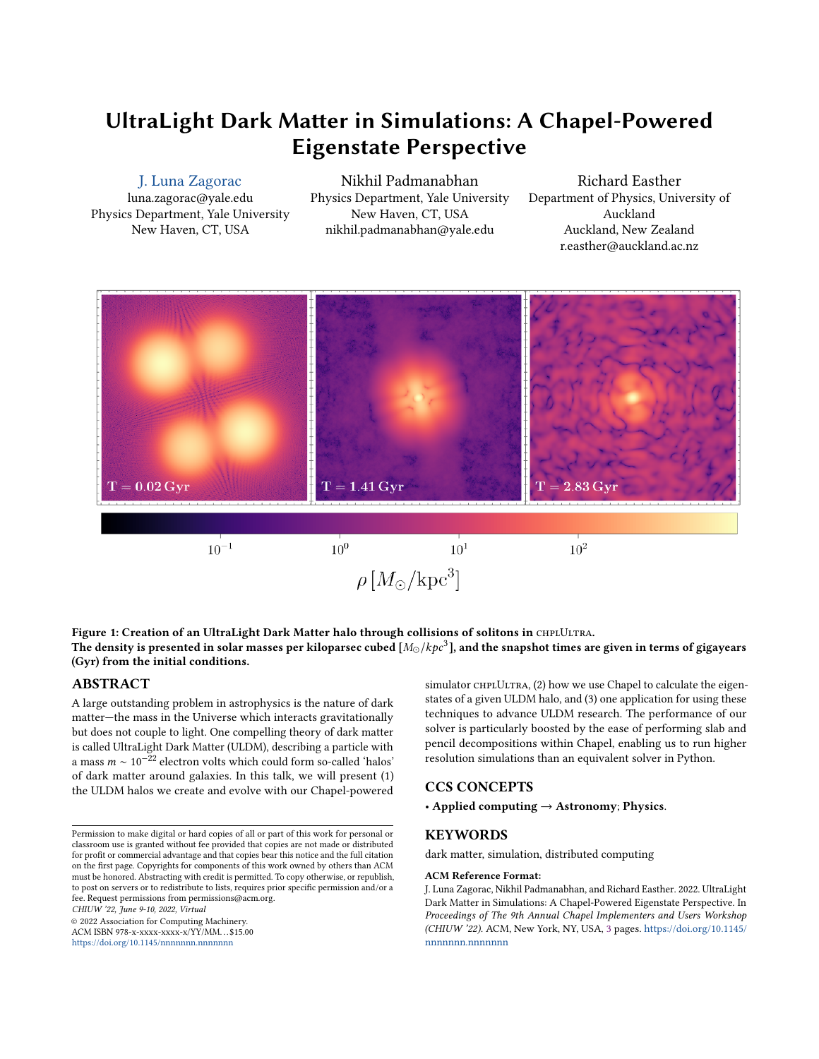# UltraLight Dark Matter in Simulations: A Chapel-Powered Eigenstate Perspective

J. Luna Zagorac
luna.zagorac@yale.edu
Physics Department, Yale University
New Haven, CT, USA

Nikhil Padmanabhan
Physics Department, Yale University
New Haven, CT, USA
nikhil.padmanabhan@yale.edu

Richard Easther
Department of Physics, University of Auckland
Auckland, New Zealand
r.easther@auckland.ac.nz

T = 0.02 Gyr

T = 1.41 Gyr

T = 2.83 Gyr

$10^{-1}$

$10^{0}$

$10^{1}$

$10^{2}$

$\rho\,[M_\odot/\mathrm{kpc}^3]$

**Figure 1: Creation of an UltraLight Dark Matter halo through collisions of solitons in chplUltra. The density is presented in solar masses per kiloparsec cubed [$M_\odot/kpc^3$], and the snapshot times are given in terms of gigayears (Gyr) from the initial conditions.**

## ABSTRACT

A large outstanding problem in astrophysics is the nature of dark matter—the mass in the Universe which interacts gravitationally but does not couple to light. One compelling theory of dark matter is called UltraLight Dark Matter (ULDM), describing a particle with a mass $m \sim 10^{-22}$ electron volts which could form so-called 'halos' of dark matter around galaxies. In this talk, we will present (1) the ULDM halos we create and evolve with our Chapel-powered simulator chplUltra, (2) how we use Chapel to calculate the eigenstates of a given ULDM halo, and (3) one application for using these techniques to advance ULDM research. The performance of our solver is particularly boosted by the ease of performing slab and pencil decompositions within Chapel, enabling us to run higher resolution simulations than an equivalent solver in Python.

## CCS CONCEPTS

• **Applied computing** → **Astronomy**; **Physics**.

## KEYWORDS

dark matter, simulation, distributed computing

**ACM Reference Format:**
J. Luna Zagorac, Nikhil Padmanabhan, and Richard Easther. 2022. UltraLight Dark Matter in Simulations: A Chapel-Powered Eigenstate Perspective. In *Proceedings of The 9th Annual Chapel Implementers and Users Workshop (CHIUW '22)*. ACM, New York, NY, USA, 3 pages. https://doi.org/10.1145/nnnnnnn.nnnnnnn

Permission to make digital or hard copies of all or part of this work for personal or classroom use is granted without fee provided that copies are not made or distributed for profit or commercial advantage and that copies bear this notice and the full citation on the first page. Copyrights for components of this work owned by others than ACM must be honored. Abstracting with credit is permitted. To copy otherwise, or republish, to post on servers or to redistribute to lists, requires prior specific permission and/or a fee. Request permissions from permissions@acm.org.
*CHIUW '22, June 9-10, 2022, Virtual*
© 2022 Association for Computing Machinery.
ACM ISBN 978-x-xxxx-xxxx-x/YY/MM...$15.00
https://doi.org/10.1145/nnnnnnn.nnnnnnn